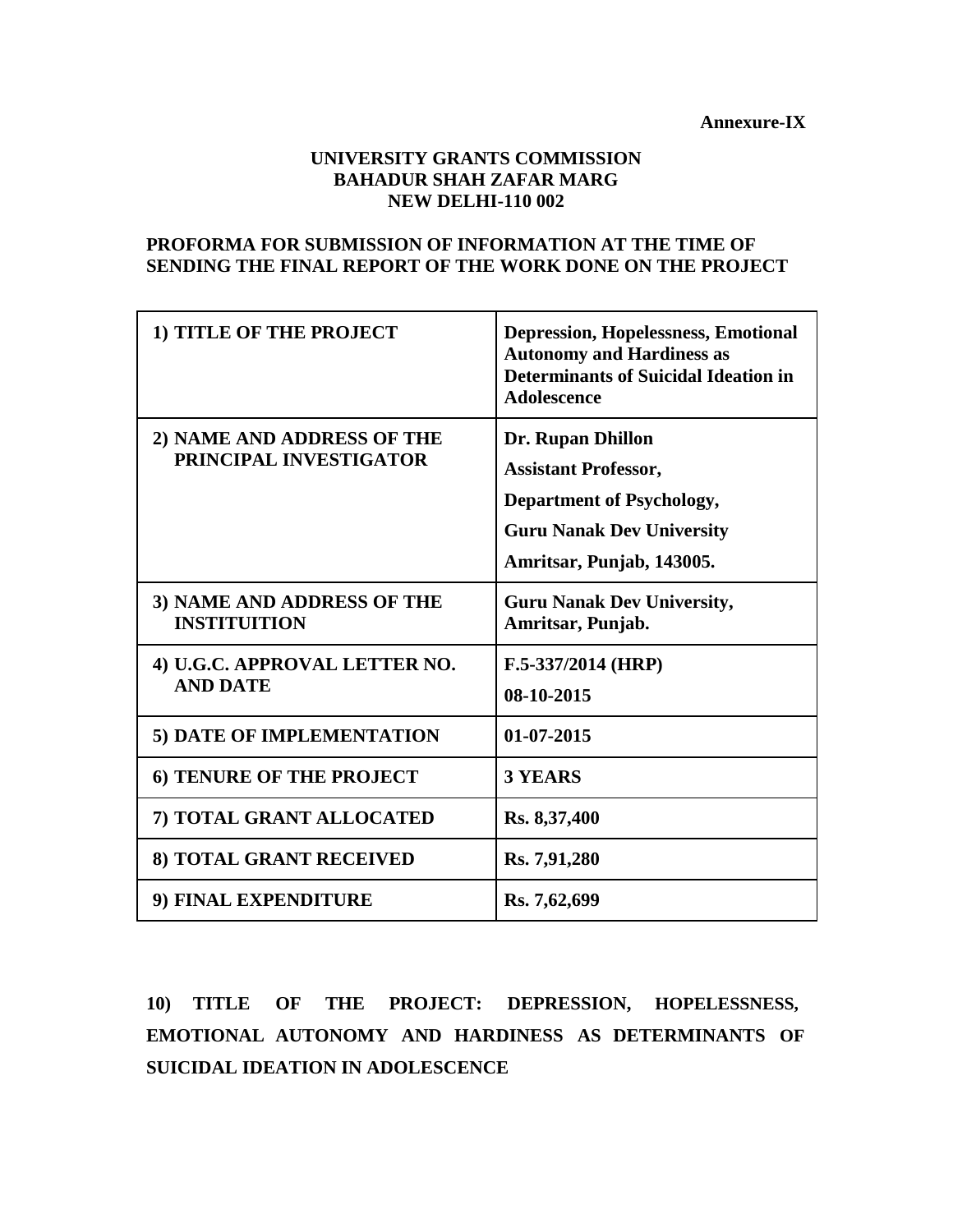**Annexure-IX**

**UNIVERSITY GRANTS COMMISSION**
**BAHADUR SHAH ZAFAR MARG**
**NEW DELHI-110 002**

**PROFORMA FOR SUBMISSION OF INFORMATION AT THE TIME OF SENDING THE FINAL REPORT OF THE WORK DONE ON THE PROJECT**

| | |
|---|---|
| **1) TITLE OF THE PROJECT** | **Depression, Hopelessness, Emotional Autonomy and Hardiness as Determinants of Suicidal Ideation in Adolescence** |
| **2) NAME AND ADDRESS OF THE PRINCIPAL INVESTIGATOR** | **Dr. Rupan Dhillon**<br>**Assistant Professor,**<br>**Department of Psychology,**<br>**Guru Nanak Dev University**<br>**Amritsar, Punjab, 143005.** |
| **3) NAME AND ADDRESS OF THE INSTITUITION** | **Guru Nanak Dev University, Amritsar, Punjab.** |
| **4) U.G.C. APPROVAL LETTER NO. AND DATE** | **F.5-337/2014 (HRP)**<br>**08-10-2015** |
| **5) DATE OF IMPLEMENTATION** | **01-07-2015** |
| **6) TENURE OF THE PROJECT** | **3 YEARS** |
| **7) TOTAL GRANT ALLOCATED** | **Rs. 8,37,400** |
| **8) TOTAL GRANT RECEIVED** | **Rs. 7,91,280** |
| **9) FINAL EXPENDITURE** | **Rs. 7,62,699** |

**10) TITLE OF THE PROJECT: DEPRESSION, HOPELESSNESS, EMOTIONAL AUTONOMY AND HARDINESS AS DETERMINANTS OF SUICIDAL IDEATION IN ADOLESCENCE**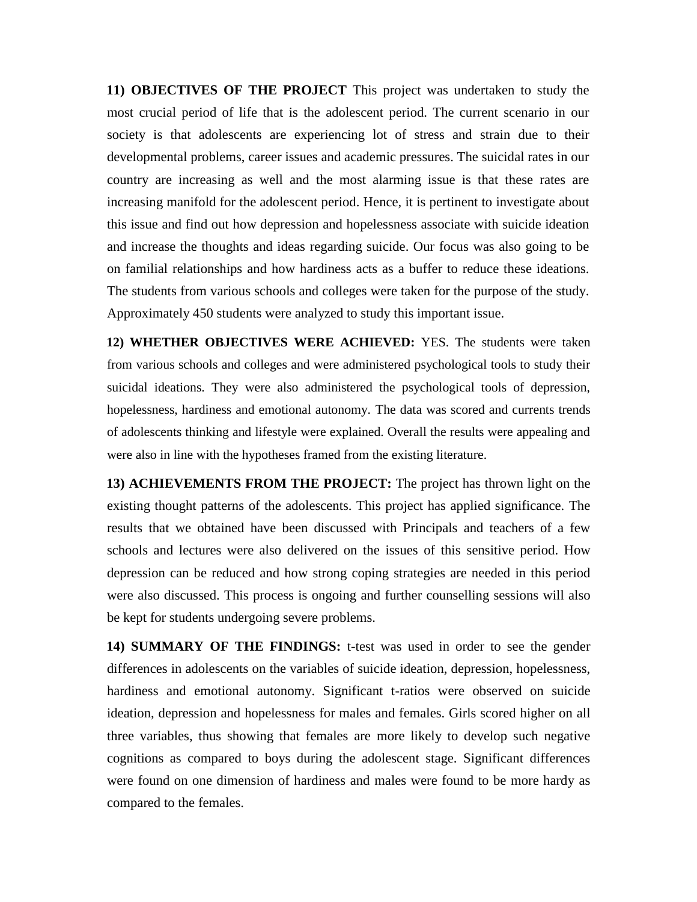**11) OBJECTIVES OF THE PROJECT** This project was undertaken to study the most crucial period of life that is the adolescent period. The current scenario in our society is that adolescents are experiencing lot of stress and strain due to their developmental problems, career issues and academic pressures. The suicidal rates in our country are increasing as well and the most alarming issue is that these rates are increasing manifold for the adolescent period. Hence, it is pertinent to investigate about this issue and find out how depression and hopelessness associate with suicide ideation and increase the thoughts and ideas regarding suicide. Our focus was also going to be on familial relationships and how hardiness acts as a buffer to reduce these ideations. The students from various schools and colleges were taken for the purpose of the study. Approximately 450 students were analyzed to study this important issue.

**12) WHETHER OBJECTIVES WERE ACHIEVED:** YES. The students were taken from various schools and colleges and were administered psychological tools to study their suicidal ideations. They were also administered the psychological tools of depression, hopelessness, hardiness and emotional autonomy. The data was scored and currents trends of adolescents thinking and lifestyle were explained. Overall the results were appealing and were also in line with the hypotheses framed from the existing literature.

**13) ACHIEVEMENTS FROM THE PROJECT:** The project has thrown light on the existing thought patterns of the adolescents. This project has applied significance. The results that we obtained have been discussed with Principals and teachers of a few schools and lectures were also delivered on the issues of this sensitive period. How depression can be reduced and how strong coping strategies are needed in this period were also discussed. This process is ongoing and further counselling sessions will also be kept for students undergoing severe problems.

**14) SUMMARY OF THE FINDINGS:** t-test was used in order to see the gender differences in adolescents on the variables of suicide ideation, depression, hopelessness, hardiness and emotional autonomy. Significant t-ratios were observed on suicide ideation, depression and hopelessness for males and females. Girls scored higher on all three variables, thus showing that females are more likely to develop such negative cognitions as compared to boys during the adolescent stage. Significant differences were found on one dimension of hardiness and males were found to be more hardy as compared to the females.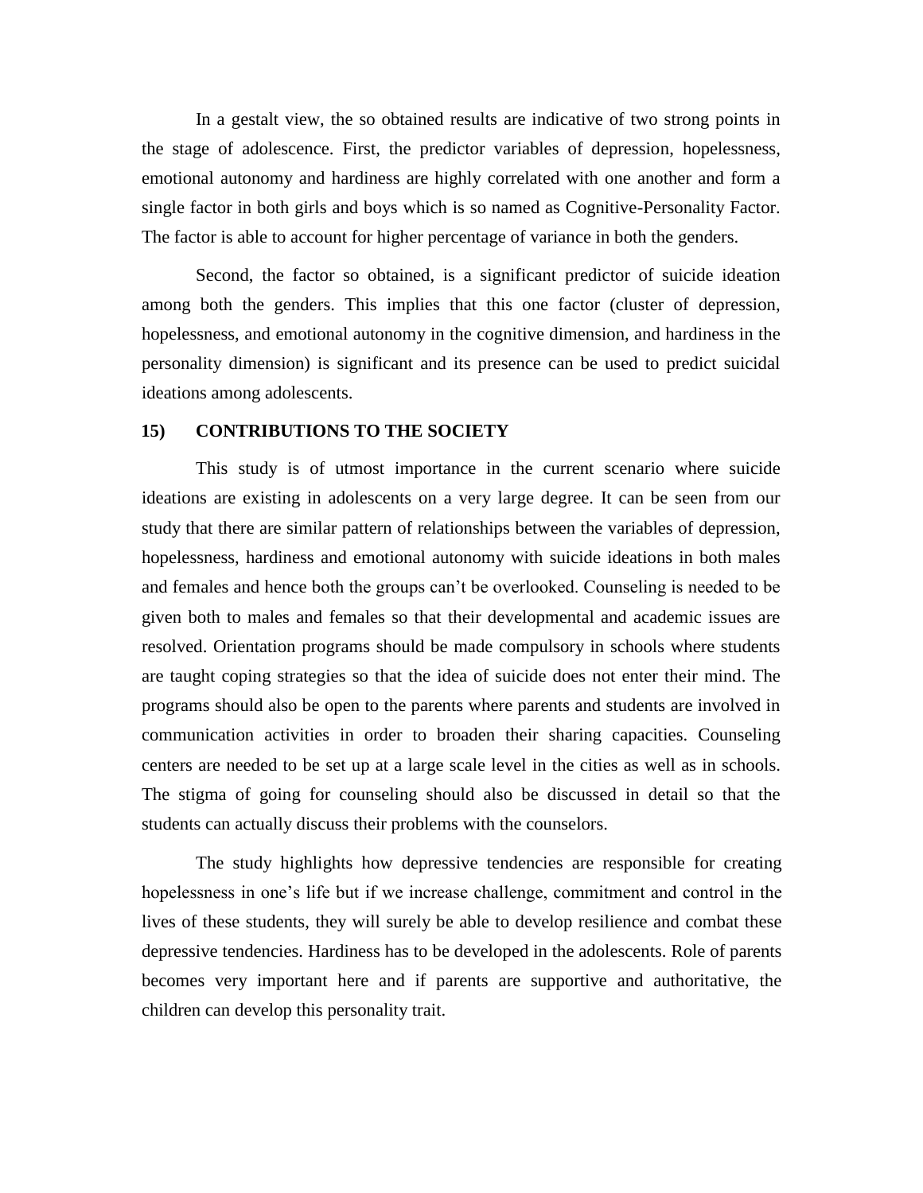In a gestalt view, the so obtained results are indicative of two strong points in the stage of adolescence. First, the predictor variables of depression, hopelessness, emotional autonomy and hardiness are highly correlated with one another and form a single factor in both girls and boys which is so named as Cognitive-Personality Factor. The factor is able to account for higher percentage of variance in both the genders.

Second, the factor so obtained, is a significant predictor of suicide ideation among both the genders. This implies that this one factor (cluster of depression, hopelessness, and emotional autonomy in the cognitive dimension, and hardiness in the personality dimension) is significant and its presence can be used to predict suicidal ideations among adolescents.

## 15) CONTRIBUTIONS TO THE SOCIETY

This study is of utmost importance in the current scenario where suicide ideations are existing in adolescents on a very large degree. It can be seen from our study that there are similar pattern of relationships between the variables of depression, hopelessness, hardiness and emotional autonomy with suicide ideations in both males and females and hence both the groups can't be overlooked. Counseling is needed to be given both to males and females so that their developmental and academic issues are resolved. Orientation programs should be made compulsory in schools where students are taught coping strategies so that the idea of suicide does not enter their mind. The programs should also be open to the parents where parents and students are involved in communication activities in order to broaden their sharing capacities. Counseling centers are needed to be set up at a large scale level in the cities as well as in schools. The stigma of going for counseling should also be discussed in detail so that the students can actually discuss their problems with the counselors.

The study highlights how depressive tendencies are responsible for creating hopelessness in one's life but if we increase challenge, commitment and control in the lives of these students, they will surely be able to develop resilience and combat these depressive tendencies. Hardiness has to be developed in the adolescents. Role of parents becomes very important here and if parents are supportive and authoritative, the children can develop this personality trait.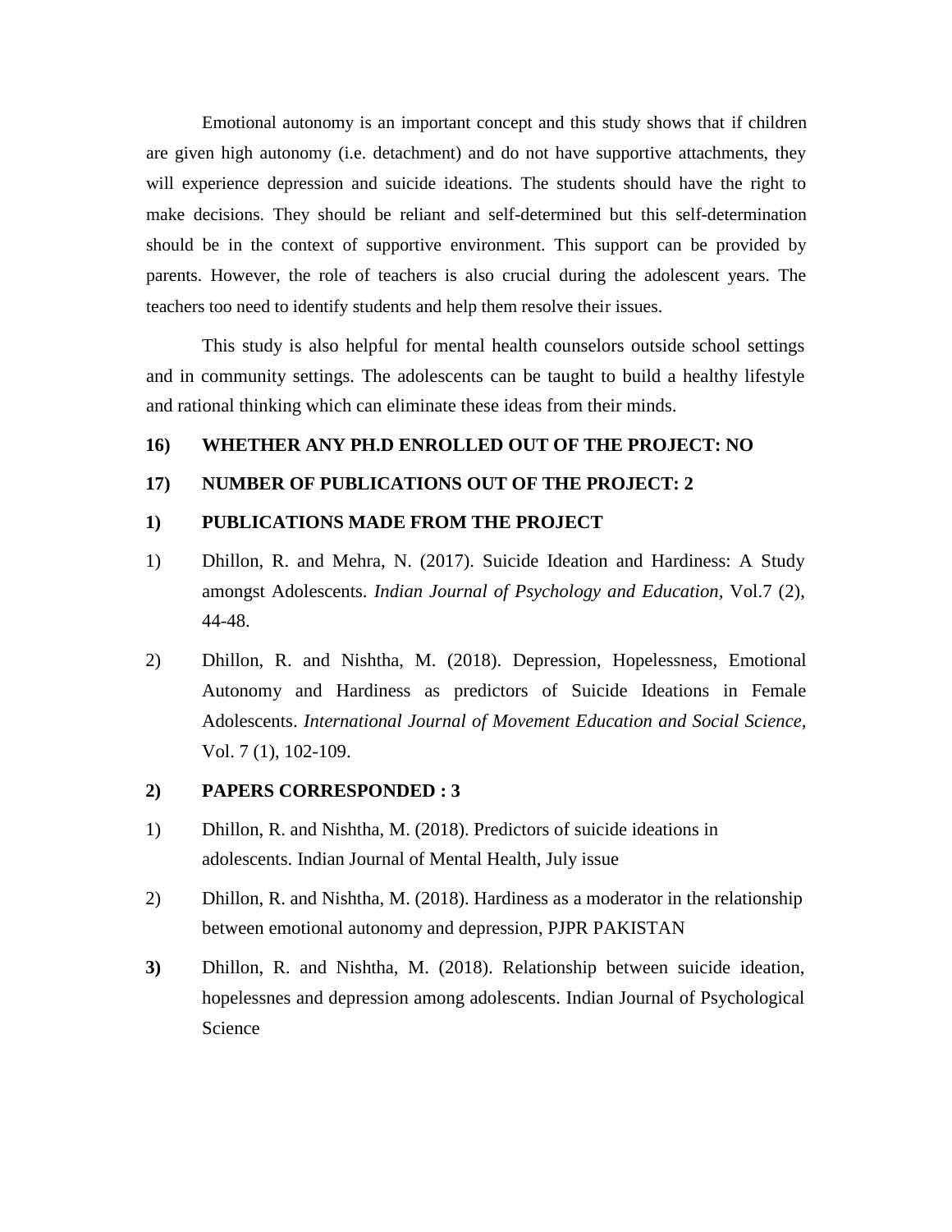Emotional autonomy is an important concept and this study shows that if children are given high autonomy (i.e. detachment) and do not have supportive attachments, they will experience depression and suicide ideations. The students should have the right to make decisions. They should be reliant and self-determined but this self-determination should be in the context of supportive environment. This support can be provided by parents. However, the role of teachers is also crucial during the adolescent years. The teachers too need to identify students and help them resolve their issues.

This study is also helpful for mental health counselors outside school settings and in community settings. The adolescents can be taught to build a healthy lifestyle and rational thinking which can eliminate these ideas from their minds.

**16) WHETHER ANY PH.D ENROLLED OUT OF THE PROJECT: NO**

**17) NUMBER OF PUBLICATIONS OUT OF THE PROJECT: 2**

**1) PUBLICATIONS MADE FROM THE PROJECT**

1) Dhillon, R. and Mehra, N. (2017). Suicide Ideation and Hardiness: A Study amongst Adolescents. *Indian Journal of Psychology and Education,* Vol.7 (2), 44-48.

2) Dhillon, R. and Nishtha, M. (2018). Depression, Hopelessness, Emotional Autonomy and Hardiness as predictors of Suicide Ideations in Female Adolescents. *International Journal of Movement Education and Social Science,* Vol. 7 (1), 102-109.

**2) PAPERS CORRESPONDED : 3**

1) Dhillon, R. and Nishtha, M. (2018). Predictors of suicide ideations in adolescents. Indian Journal of Mental Health, July issue

2) Dhillon, R. and Nishtha, M. (2018). Hardiness as a moderator in the relationship between emotional autonomy and depression, PJPR PAKISTAN

**3)** Dhillon, R. and Nishtha, M. (2018). Relationship between suicide ideation, hopelessnes and depression among adolescents. Indian Journal of Psychological Science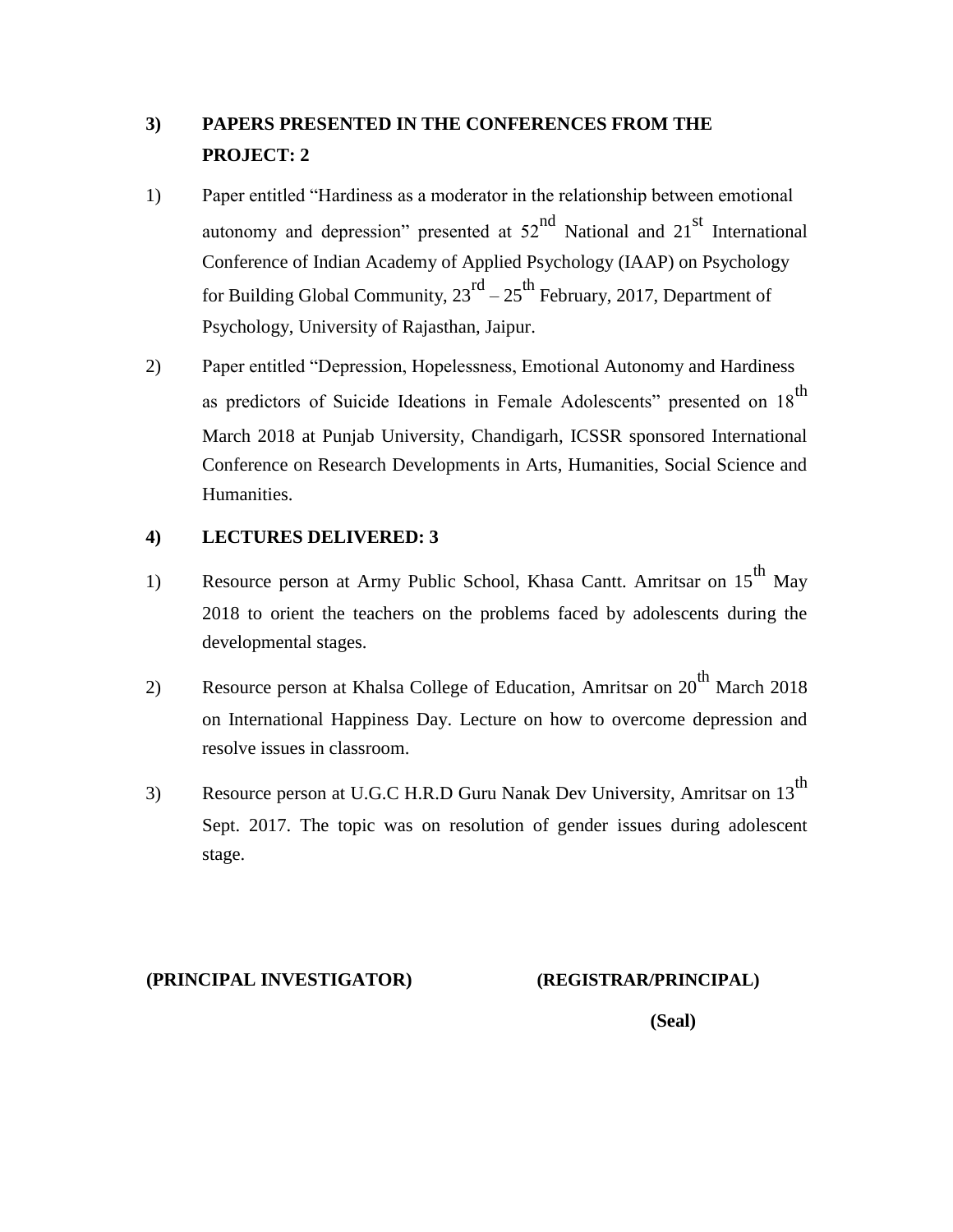## 3) PAPERS PRESENTED IN THE CONFERENCES FROM THE PROJECT: 2

1) Paper entitled "Hardiness as a moderator in the relationship between emotional autonomy and depression" presented at 52nd National and 21st International Conference of Indian Academy of Applied Psychology (IAAP) on Psychology for Building Global Community, 23rd – 25th February, 2017, Department of Psychology, University of Rajasthan, Jaipur.

2) Paper entitled "Depression, Hopelessness, Emotional Autonomy and Hardiness as predictors of Suicide Ideations in Female Adolescents" presented on 18th March 2018 at Punjab University, Chandigarh, ICSSR sponsored International Conference on Research Developments in Arts, Humanities, Social Science and Humanities.

## 4) LECTURES DELIVERED: 3

1) Resource person at Army Public School, Khasa Cantt. Amritsar on 15th May 2018 to orient the teachers on the problems faced by adolescents during the developmental stages.

2) Resource person at Khalsa College of Education, Amritsar on 20th March 2018 on International Happiness Day. Lecture on how to overcome depression and resolve issues in classroom.

3) Resource person at U.G.C H.R.D Guru Nanak Dev University, Amritsar on 13th Sept. 2017. The topic was on resolution of gender issues during adolescent stage.

**(PRINCIPAL INVESTIGATOR)** **(REGISTRAR/PRINCIPAL)**

**(Seal)**